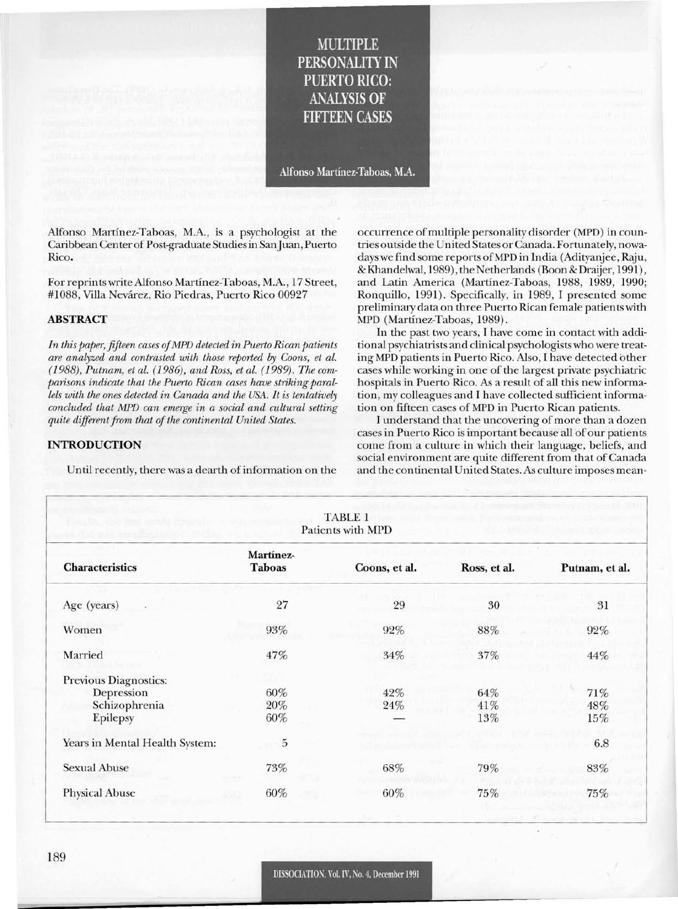# MULTIPLE PERSONALITY IN PUERTO RICO: ANALYSIS OF FIFTEEN CASES

Alfonso Martínez-Taboas, M.A.

Alfonso Martínez-Taboas, M.A., is a psychologist at the Caribbean Center of Post-graduate Studies in San Juan, Puerto Rico.

For reprints write Alfonso Martínez-Taboas, M.A., 17 Street, #1088, Villa Nevárez, Rio Piedras, Puerto Rico 00927

## ABSTRACT

*In this paper, fifteen cases of MPD detected in Puerto Rican patients are analyzed and contrasted with those reported by Coons, et al. (1988), Putnam, et al. (1986), and Ross, et al. (1989). The comparisons indicate that the Puerto Rican cases have striking parallels with the ones detected in Canada and the USA. It is tentatively concluded that MPD can emerge in a social and cultural setting quite different from that of the continental United States.*

## INTRODUCTION

Until recently, there was a dearth of information on the occurrence of multiple personality disorder (MPD) in countries outside the United States or Canada. Fortunately, nowadays we find some reports of MPD in India (Adityanjee, Raju, & Khandelwal, 1989), the Netherlands (Boon & Draijer, 1991), and Latin America (Martínez-Taboas, 1988, 1989, 1990; Ronquillo, 1991). Specifically, in 1989, I presented some preliminary data on three Puerto Rican female patients with MPD (Martínez-Taboas, 1989).

In the past two years, I have come in contact with additional psychiatrists and clinical psychologists who were treating MPD patients in Puerto Rico. Also, I have detected other cases while working in one of the largest private psychiatric hospitals in Puerto Rico. As a result of all this new information, my colleagues and I have collected sufficient information on fifteen cases of MPD in Puerto Rican patients.

I understand that the uncovering of more than a dozen cases in Puerto Rico is important because all of our patients come from a culture in which their language, beliefs, and social environment are quite different from that of Canada and the continental United States. As culture imposes mean-

TABLE 1
Patients with MPD

| Characteristics | Martínez-Taboas | Coons, et al. | Ross, et al. | Putnam, et al. |
|---|---|---|---|---|
| Age (years) | 27 | 29 | 30 | 31 |
| Women | 93% | 92% | 88% | 92% |
| Married | 47% | 34% | 37% | 44% |
| Previous Diagnostics: | | | | |
| Depression | 60% | 42% | 64% | 71% |
| Schizophrenia | 20% | 24% | 41% | 48% |
| Epilepsy | 60% | — | 13% | 15% |
| Years in Mental Health System: | 5 | | | 6.8 |
| Sexual Abuse | 73% | 68% | 79% | 83% |
| Physical Abuse | 60% | 60% | 75% | 75% |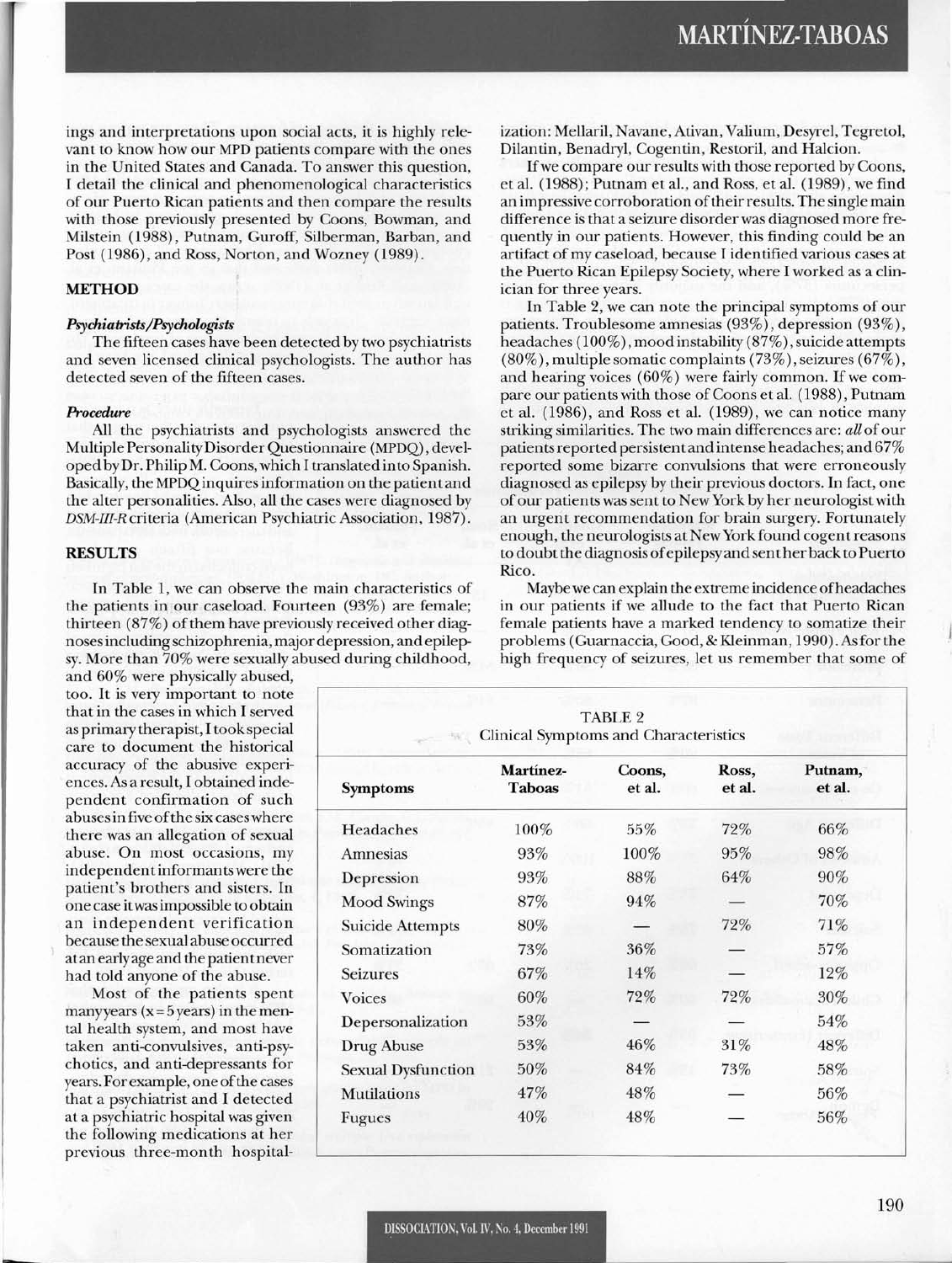ings and interpretations upon social acts, it is highly relevant to know how our MPD patients compare with the ones in the United States and Canada. To answer this question, I detail the clinical and phenomenological characteristics of our Puerto Rican patients and then compare the results with those previously presented by Coons, Bowman, and Milstein (1988), Putnam, Guroff, Silberman, Barban, and Post (1986), and Ross, Norton, and Wozney (1989).

## METHOD

### *Psychiatrists/Psychologists*

The fifteen cases have been detected by two psychiatrists and seven licensed clinical psychologists. The author has detected seven of the fifteen cases.

### *Procedure*

All the psychiatrists and psychologists answered the Multiple Personality Disorder Questionnaire (MPDQ), developed by Dr. Philip M. Coons, which I translated into Spanish. Basically, the MPDQ inquires information on the patient and the alter personalities. Also, all the cases were diagnosed by *DSM-III-R* criteria (American Psychiatric Association, 1987).

## RESULTS

In Table 1, we can observe the main characteristics of the patients in our caseload. Fourteen (93%) are female; thirteen (87%) of them have previously received other diagnoses including schizophrenia, major depression, and epilepsy. More than 70% were sexually abused during childhood, and 60% were physically abused, too. It is very important to note that in the cases in which I served as primary therapist, I took special care to document the historical accuracy of the abusive experiences. As a result, I obtained independent confirmation of such abuses in five of the six cases where there was an allegation of sexual abuse. On most occasions, my independent informants were the patient's brothers and sisters. In one case it was impossible to obtain an independent verification because the sexual abuse occurred at an early age and the patient never had told anyone of the abuse.

Most of the patients spent many years (x = 5 years) in the mental health system, and most have taken anti-convulsives, anti-psychotics, and anti-depressants for years. For example, one of the cases that a psychiatrist and I detected at a psychiatric hospital was given the following medications at her previous three-month hospitalization: Mellaril, Navane, Ativan, Valium, Desyrel, Tegretol, Dilantin, Benadryl, Cogentin, Restoril, and Halcion.

If we compare our results with those reported by Coons, et al. (1988); Putnam et al., and Ross, et al. (1989), we find an impressive corroboration of their results. The single main difference is that a seizure disorder was diagnosed more frequently in our patients. However, this finding could be an artifact of my caseload, because I identified various cases at the Puerto Rican Epilepsy Society, where I worked as a clinician for three years.

In Table 2, we can note the principal symptoms of our patients. Troublesome amnesias (93%), depression (93%), headaches (100%), mood instability (87%), suicide attempts (80%), multiple somatic complaints (73%), seizures (67%), and hearing voices (60%) were fairly common. If we compare our patients with those of Coons et al. (1988), Putnam et al. (1986), and Ross et al. (1989), we can notice many striking similarities. The two main differences are: *all* of our patients reported persistent and intense headaches; and 67% reported some bizarre convulsions that were erroneously diagnosed as epilepsy by their previous doctors. In fact, one of our patients was sent to New York by her neurologist with an urgent recommendation for brain surgery. Fortunately enough, the neurologists at New York found cogent reasons to doubt the diagnosis of epilepsy and sent her back to Puerto Rico.

Maybe we can explain the extreme incidence of headaches in our patients if we allude to the fact that Puerto Rican female patients have a marked tendency to somatize their problems (Guarnaccia, Good, & Kleinman, 1990). As for the high frequency of seizures, let us remember that some of

TABLE 2
Clinical Symptoms and Characteristics

| Symptoms | Martínez-Taboas | Coons, et al. | Ross, et al. | Putnam, et al. |
|---|---|---|---|---|
| Headaches | 100% | 55% | 72% | 66% |
| Amnesias | 93% | 100% | 95% | 98% |
| Depression | 93% | 88% | 64% | 90% |
| Mood Swings | 87% | 94% | — | 70% |
| Suicide Attempts | 80% | — | 72% | 71% |
| Somatization | 73% | 36% | — | 57% |
| Seizures | 67% | 14% | — | 12% |
| Voices | 60% | 72% | 72% | 30% |
| Depersonalization | 53% | — | — | 54% |
| Drug Abuse | 53% | 46% | 31% | 48% |
| Sexual Dysfunction | 50% | 84% | 73% | 58% |
| Mutilations | 47% | 48% | — | 56% |
| Fugues | 40% | 48% | — | 56% |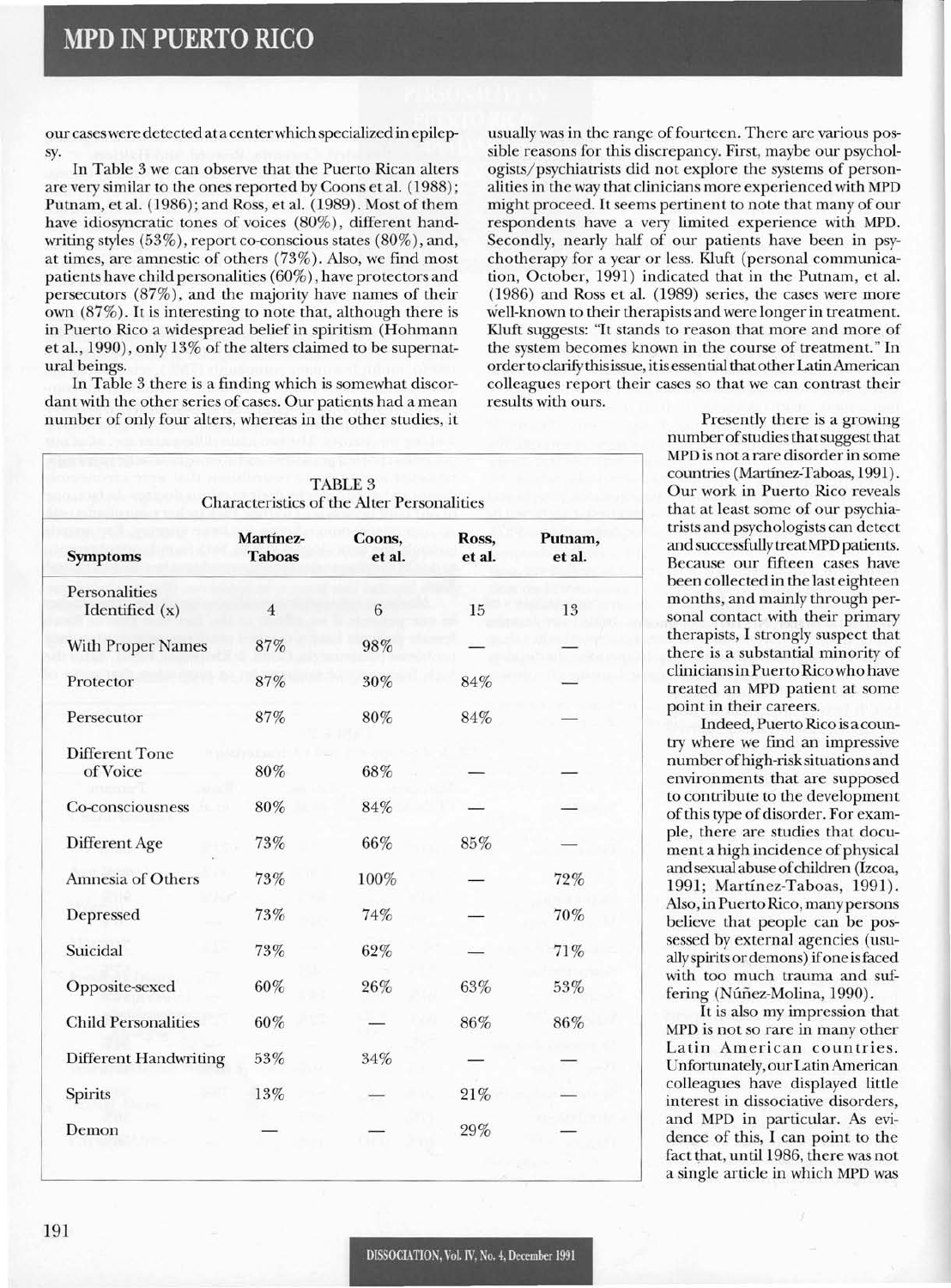our cases were detected at a center which specialized in epilepsy.

In Table 3 we can observe that the Puerto Rican alters are very similar to the ones reported by Coons et al. (1988); Putnam, et al. (1986); and Ross, et al. (1989). Most of them have idiosyncratic tones of voices (80%), different handwriting styles (53%), report co-conscious states (80%), and, at times, are amnestic of others (73%). Also, we find most patients have child personalities (60%), have protectors and persecutors (87%), and the majority have names of their own (87%). It is interesting to note that, although there is in Puerto Rico a widespread belief in spiritism (Hohmann et al., 1990), only 13% of the alters claimed to be supernatural beings.

In Table 3 there is a finding which is somewhat discordant with the other series of cases. Our patients had a mean number of only four alters, whereas in the other studies, it usually was in the range of fourteen. There are various possible reasons for this discrepancy. First, maybe our psychologists/psychiatrists did not explore the systems of personalities in the way that clinicians more experienced with MPD might proceed. It seems pertinent to note that many of our respondents have a very limited experience with MPD. Secondly, nearly half of our patients have been in psychotherapy for a year or less. Kluft (personal communication, October, 1991) indicated that in the Putnam, et al. (1986) and Ross et al. (1989) series, the cases were more well-known to their therapists and were longer in treatment. Kluft suggests: "It stands to reason that more and more of the system becomes known in the course of treatment." In order to clarify this issue, it is essential that other Latin American colleagues report their cases so that we can contrast their results with ours.

**TABLE 3**
**Characteristics of the Alter Personalities**

| Symptoms | Martínez-Taboas | Coons, et al. | Ross, et al. | Putnam, et al. |
|---|---|---|---|---|
| Personalities Identified (x) | 4 | 6 | 15 | 13 |
| With Proper Names | 87% | 98% | — | — |
| Protector | 87% | 30% | 84% | — |
| Persecutor | 87% | 80% | 84% | — |
| Different Tone of Voice | 80% | 68% | — | — |
| Co-consciousness | 80% | 84% | — | — |
| Different Age | 73% | 66% | 85% | — |
| Amnesia of Others | 73% | 100% | — | 72% |
| Depressed | 73% | 74% | — | 70% |
| Suicidal | 73% | 62% | — | 71% |
| Opposite-sexed | 60% | 26% | 63% | 53% |
| Child Personalities | 60% | — | 86% | 86% |
| Different Handwriting | 53% | 34% | — | — |
| Spirits | 13% | — | 21% | — |
| Demon | — | — | 29% | — |

Presently there is a growing number of studies that suggest that MPD is not a rare disorder in some countries (Martínez-Taboas, 1991). Our work in Puerto Rico reveals that at least some of our psychiatrists and psychologists can detect and successfully treat MPD patients. Because our fifteen cases have been collected in the last eighteen months, and mainly through personal contact with their primary therapists, I strongly suspect that there is a substantial minority of clinicians in Puerto Rico who have treated an MPD patient at some point in their careers.

Indeed, Puerto Rico is a country where we find an impressive number of high-risk situations and environments that are supposed to contribute to the development of this type of disorder. For example, there are studies that document a high incidence of physical and sexual abuse of children (Izcoa, 1991; Martínez-Taboas, 1991). Also, in Puerto Rico, many persons believe that people can be possessed by external agencies (usually spirits or demons) if one is faced with too much trauma and suffering (Núñez-Molina, 1990).

It is also my impression that MPD is not so rare in many other Latin American countries. Unfortunately, our Latin American colleagues have displayed little interest in dissociative disorders, and MPD in particular. As evidence of this, I can point to the fact that, until 1986, there was not a single article in which MPD was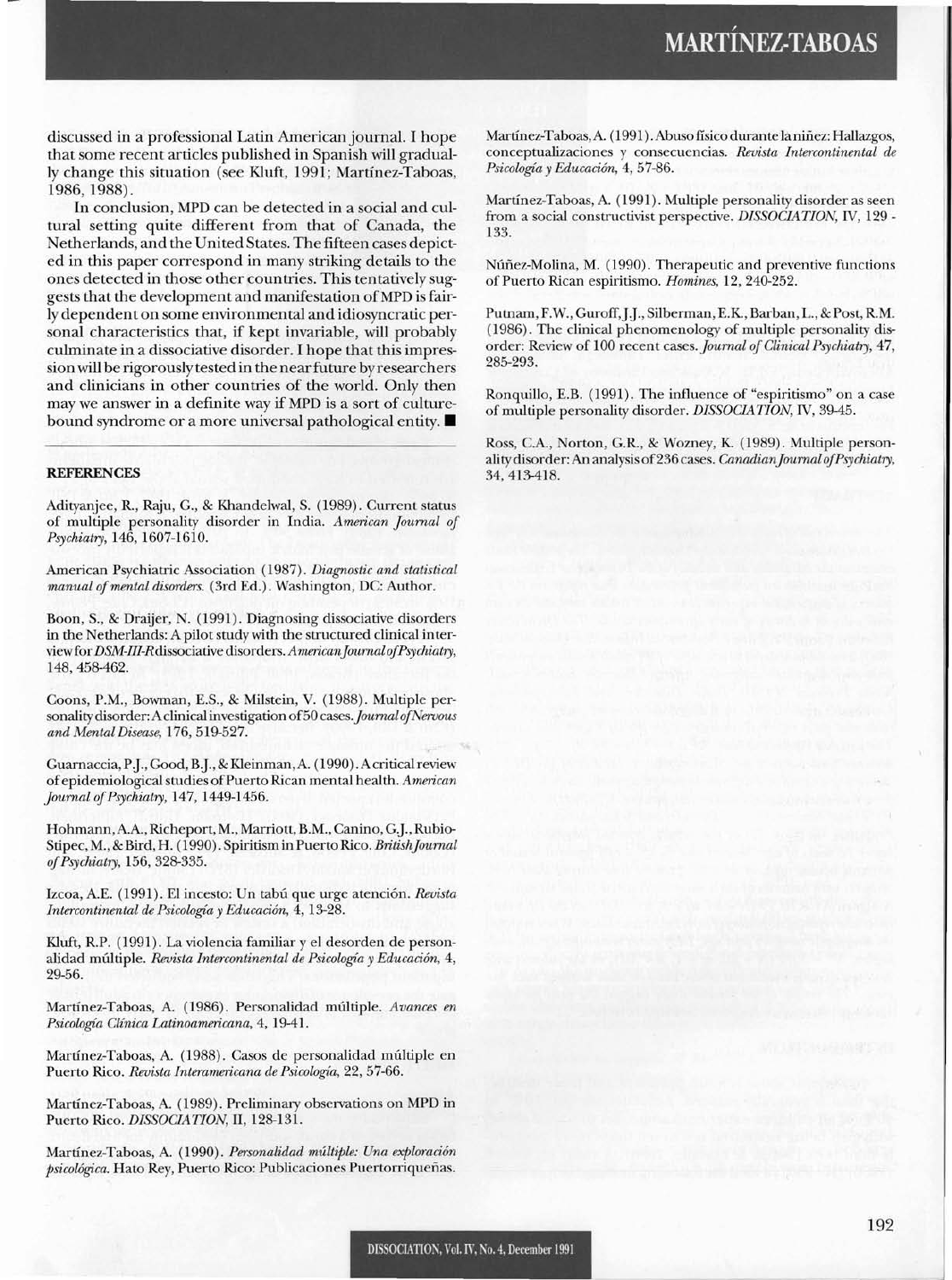discussed in a professional Latin American journal. I hope that some recent articles published in Spanish will gradually change this situation (see Kluft, 1991; Martínez-Taboas, 1986, 1988).

In conclusion, MPD can be detected in a social and cultural setting quite different from that of Canada, the Netherlands, and the United States. The fifteen cases depicted in this paper correspond in many striking details to the ones detected in those other countries. This tentatively suggests that the development and manifestation of MPD is fairly dependent on some environmental and idiosyncratic personal characteristics that, if kept invariable, will probably culminate in a dissociative disorder. I hope that this impression will be rigorously tested in the near future by researchers and clinicians in other countries of the world. Only then may we answer in a definite way if MPD is a sort of culture-bound syndrome or a more universal pathological entity. ■

## REFERENCES

Adityanjee, R., Raju, G., & Khandelwal, S. (1989). Current status of multiple personality disorder in India. *American Journal of Psychiatry*, 146, 1607-1610.

American Psychiatric Association (1987). *Diagnostic and statistical manual of mental disorders.* (3rd Ed.). Washington, DC: Author.

Boon, S., & Draijer, N. (1991). Diagnosing dissociative disorders in the Netherlands: A pilot study with the structured clinical interview for *DSM-III-R* dissociative disorders. *American Journal of Psychiatry*, 148, 458-462.

Coons, P.M., Bowman, E.S., & Milstein, V. (1988). Multiple personality disorder: A clinical investigation of 50 cases. *Journal of Nervous and Mental Disease*, 176, 519-527.

Guarnaccia, P.J., Good, B.J., & Kleinman, A. (1990). A critical review of epidemiological studies of Puerto Rican mental health. *American Journal of Psychiatry*, 147, 1449-1456.

Hohmann, A.A., Richeport, M., Marriott, B.M., Canino, G.J., Rubio-Stipec, M., & Bird, H. (1990). Spiritism in Puerto Rico. *British Journal of Psychiatry*, 156, 328-335.

Izcoa, A.E. (1991). El incesto: Un tabú que urge atención. *Revista Intercontinental de Psicología y Educación*, 4, 13-28.

Kluft, R.P. (1991). La violencia familiar y el desorden de personalidad múltiple. *Revista Intercontinental de Psicología y Educación*, 4, 29-56.

Martínez-Taboas, A. (1986). Personalidad múltiple. *Avances en Psicología Clínica Latinoamericana*, 4, 19-41.

Martínez-Taboas, A. (1988). Casos de personalidad múltiple en Puerto Rico. *Revista Interamericana de Psicología*, 22, 57-66.

Martínez-Taboas, A. (1989). Preliminary observations on MPD in Puerto Rico. *DISSOCIATION*, II, 128-131.

Martínez-Taboas, A. (1990). *Personalidad múltiple: Una exploración psicológica.* Hato Rey, Puerto Rico: Publicaciones Puertorriqueñas.

Martínez-Taboas, A. (1991). Abuso físico durante la niñez: Hallazgos, conceptualizaciones y consecuencias. *Revista Intercontinental de Psicología y Educación*, 4, 57-86.

Martínez-Taboas, A. (1991). Multiple personality disorder as seen from a social constructivist perspective. *DISSOCIATION*, IV, 129-133.

Núñez-Molina, M. (1990). Therapeutic and preventive functions of Puerto Rican espiritismo. *Homines*, 12, 240-252.

Putnam, F.W., Guroff, J.J., Silberman, E.K., Barban, L., & Post, R.M. (1986). The clinical phenomenology of multiple personality disorder: Review of 100 recent cases. *Journal of Clinical Psychiatry*, 47, 285-293.

Ronquillo, E.B. (1991). The influence of "espiritismo" on a case of multiple personality disorder. *DISSOCIATION*, IV, 39-45.

Ross, C.A., Norton, G.R., & Wozney, K. (1989). Multiple personality disorder: An analysis of 236 cases. *Canadian Journal of Psychiatry*, 34, 413-418.